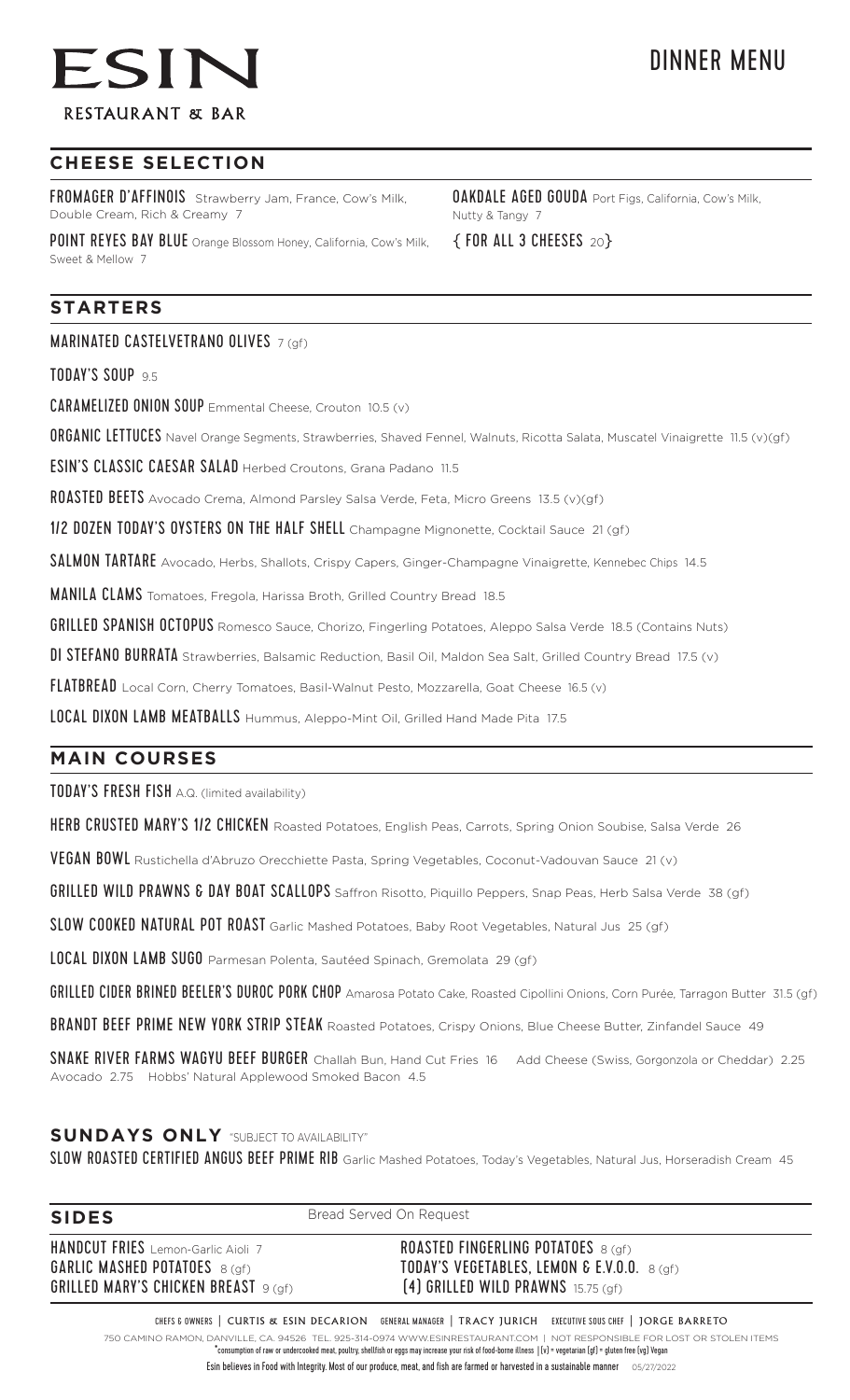# ESIN

RESTAURANT & BAR

# DINNER MENU

## CHEESE SELECTION

**FROMAGER D'AFFINOIS** Strawberry Jam, France, Cow's Milk, Double Cream, Rich & Creamy 7

**POINT REYES BAY BLUE** Orange Blossom Honey, California, Cow's Milk, Sweet & Mellow 7

**OAKDALE AGED GOUDA** Port Figs, California, Cow's Milk, Nutty & Tangy 7

{ FOR ALL 3 CHEESES 20 }

## STARTERS

**MARINATED CASTELVETRANO OLIVES** 7 (gf)

**TODAY'S SOUP** 9.5

**CARAMELIZED ONION SOUP** Emmental Cheese, Crouton 10.5 (v)

**ORGANIC LETTUCES** Navel Orange Segments, Strawberries, Shaved Fennel, Walnuts, Ricotta Salata, Muscatel Vinaigrette 11.5 (v)(gf)

**ESIN'S CLASSIC CAESAR SALAD** Herbed Croutons, Grana Padano 11.5

**ROASTED BEETS** Avocado Crema, Almond Parsley Salsa Verde, Feta, Micro Greens 13.5 (v)(gf)

**1/2 DOZEN TODAY'S OYSTERS ON THE HALF SHELL** Champagne Mignonette, Cocktail Sauce 21 (gf)

**SALMON TARTARE** Avocado, Herbs, Shallots, Crispy Capers, Ginger-Champagne Vinaigrette, Kennebec Chips 14.5

**MANILA CLAMS** Tomatoes, Fregola, Harissa Broth, Grilled Country Bread 18.5

**GRILLED SPANISH OCTOPUS** Romesco Sauce, Chorizo, Fingerling Potatoes, Aleppo Salsa Verde 18.5 (Contains Nuts)

**DI STEFANO BURRATA** Strawberries, Balsamic Reduction, Basil Oil, Maldon Sea Salt, Grilled Country Bread 17.5 (v)

**FLATBREAD** Local Corn, Cherry Tomatoes, Basil-Walnut Pesto, Mozzarella, Goat Cheese 16.5 (v)

**LOCAL DIXON LAMB MEATBALLS** Hummus, Aleppo-Mint Oil, Grilled Hand Made Pita 17.5

## MAIN COURSES

**TODAY'S FRESH FISH** A.Q. (limited availability)

**HERB CRUSTED MARY'S 1/2 CHICKEN** Roasted Potatoes, English Peas, Carrots, Spring Onion Soubise, Salsa Verde 26

**VEGAN BOWL** Rustichella d'Abruzo Orecchiette Pasta, Spring Vegetables, Coconut-Vadouvan Sauce 21 (v)

**GRILLED WILD PRAWNS & DAY BOAT SCALLOPS** Saffron Risotto, Piquillo Peppers, Snap Peas, Herb Salsa Verde 38 (gf)

**SLOW COOKED NATURAL POT ROAST** Garlic Mashed Potatoes, Baby Root Vegetables, Natural Jus 25 (gf)

**LOCAL DIXON LAMB SUGO** Parmesan Polenta, Sautéed Spinach, Gremolata 29 (gf)

**GRILLED CIDER BRINED BEELER'S DUROC PORK CHOP** Amarosa Potato Cake, Roasted Cipollini Onions, Corn Purée, Tarragon Butter 31.5 (gf)

**BRANDT BEEF PRIME NEW YORK STRIP STEAK** Roasted Potatoes, Crispy Onions, Blue Cheese Butter, Zinfandel Sauce 49

**SNAKE RIVER FARMS WAGYU BEEF BURGER** Challah Bun, Hand Cut Fries 16 Add Cheese (Swiss, Gorgonzola or Cheddar) 2.25 Avocado 2.75 Hobbs' Natural Applewood Smoked Bacon 4.5

## SUNDAYS ONLY "SUBJECT TO AVAILABILITY"

**SLOW ROASTED CERTIFIED ANGUS BEEF PRIME RIB** Garlic Mashed Potatoes, Today's Vegetables, Natural Jus, Horseradish Cream 45

## SIDES

Bread Served On Request

**HANDCUT FRIES** Lemon-Garlic Aioli 7

**GARLIC MASHED POTATOES** 8 (gf)

**GRILLED MARY'S CHICKEN BREAST** 9 (gf)

**ROASTED FINGERLING POTATOES** 8 (gf)

**TODAY'S VEGETABLES, LEMON & E.V.O.O.** 8 (gf)

**(4) GRILLED WILD PRAWNS** 15.75 (gf)

CHEFS & OWNERS | CURTIS & ESIN DECARION GENERAL MANAGER | TRACY JURICH EXECUTIVE SOUS CHEF | JORGE BARRETO

750 CAMINO RAMON, DANVILLE, CA. 94526 TEL. 925-314-0974 WWW.ESINRESTAURANT.COM | NOT RESPONSIBLE FOR LOST OR STOLEN ITEMS

*consumption of raw or undercooked meat, poultry, shellfish or eggs may increase your risk of food-borne illness | (v) = vegetarian (gf) = gluten free (vg) Vegan

Esin believes in Food with Integrity. Most of our produce, meat, and fish are farmed or harvested in a sustainable manner 05/27/2022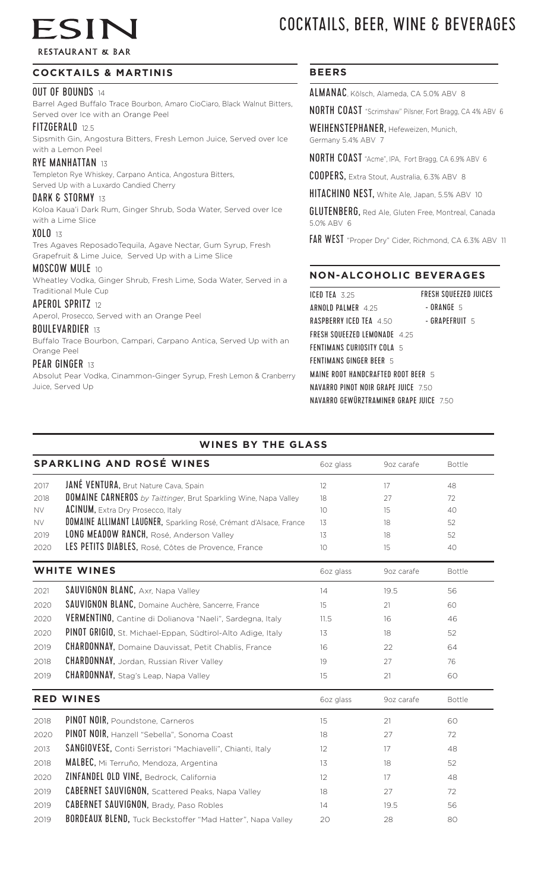# ESIN

RESTAURANT & BAR

# COCKTAILS, BEER, WINE & BEVERAGES

## COCKTAILS & MARTINIS

**OUT OF BOUNDS** 14
Barrel Aged Buffalo Trace Bourbon, Amaro CioCiaro, Black Walnut Bitters, Served over Ice with an Orange Peel

**FITZGERALD** 12.5
Sipsmith Gin, Angostura Bitters, Fresh Lemon Juice, Served over Ice with a Lemon Peel

**RYE MANHATTAN** 13
Templeton Rye Whiskey, Carpano Antica, Angostura Bitters, Served Up with a Luxardo Candied Cherry

**DARK & STORMY** 13
Koloa Kaua'i Dark Rum, Ginger Shrub, Soda Water, Served over Ice with a Lime Slice

**XOLO** 13
Tres Agaves ReposadoTequila, Agave Nectar, Gum Syrup, Fresh Grapefruit & Lime Juice, Served Up with a Lime Slice

**MOSCOW MULE** 10
Wheatley Vodka, Ginger Shrub, Fresh Lime, Soda Water, Served in a Traditional Mule Cup

**APEROL SPRITZ** 12
Aperol, Prosecco, Served with an Orange Peel

**BOULEVARDIER** 13
Buffalo Trace Bourbon, Campari, Carpano Antica, Served Up with an Orange Peel

**PEAR GINGER** 13
Absolut Pear Vodka, Cinammon-Ginger Syrup, Fresh Lemon & Cranberry Juice, Served Up

## BEERS

**ALMANAC**, Kölsch, Alameda, CA 5.0% ABV 8

**NORTH COAST** "Scrimshaw" Pilsner, Fort Bragg, CA 4% ABV 6

**WEIHENSTEPHANER,** Hefeweizen, Munich, Germany 5.4% ABV 7

**NORTH COAST** "Acme", IPA, Fort Bragg, CA 6.9% ABV 6

**COOPERS,** Extra Stout, Australia, 6.3% ABV 8

**HITACHINO NEST,** White Ale, Japan, 5.5% ABV 10

**GLUTENBERG,** Red Ale, Gluten Free, Montreal, Canada 5.0% ABV 6

**FAR WEST** "Proper Dry" Cider, Richmond, CA 6.3% ABV 11

## NON-ALCOHOLIC BEVERAGES

ICED TEA 3.25
ARNOLD PALMER 4.25
RASPBERRY ICED TEA 4.50
FRESH SQUEEZED LEMONADE 4.25
FENTIMANS CURIOSITY COLA 5
FENTIMANS GINGER BEER 5
MAINE ROOT HANDCRAFTED ROOT BEER 5
NAVARRO PINOT NOIR GRAPE JUICE 7.50
NAVARRO GEWÜRZTRAMINER GRAPE JUICE 7.50

FRESH SQUEEZED JUICES
- ORANGE 5
- GRAPEFRUIT 5

## WINES BY THE GLASS

### SPARKLING AND ROSÉ WINES

| | | 6oz glass | 9oz carafe | Bottle |
|---|---|---|---|---|
| 2017 | **JANÉ VENTURA,** Brut Nature Cava, Spain | 12 | 17 | 48 |
| 2018 | **DOMAINE CARNEROS** *by Taittinger*, Brut Sparkling Wine, Napa Valley | 18 | 27 | 72 |
| NV | **ACINUM,** Extra Dry Prosecco, Italy | 10 | 15 | 40 |
| NV | **DOMAINE ALLIMANT LAUGNER,** Sparkling Rosé, Crémant d'Alsace, France | 13 | 18 | 52 |
| 2019 | **LONG MEADOW RANCH,** Rosé, Anderson Valley | 13 | 18 | 52 |
| 2020 | **LES PETITS DIABLES,** Rosé, Côtes de Provence, France | 10 | 15 | 40 |

### WHITE WINES

| | | 6oz glass | 9oz carafe | Bottle |
|---|---|---|---|---|
| 2021 | **SAUVIGNON BLANC,** Axr, Napa Valley | 14 | 19.5 | 56 |
| 2020 | **SAUVIGNON BLANC,** Domaine Auchère, Sancerre, France | 15 | 21 | 60 |
| 2020 | **VERMENTINO,** Cantine di Dolianova "Naeli", Sardegna, Italy | 11.5 | 16 | 46 |
| 2020 | **PINOT GRIGIO,** St. Michael-Eppan, Südtirol-Alto Adige, Italy | 13 | 18 | 52 |
| 2019 | **CHARDONNAY,** Domaine Dauvissat, Petit Chablis, France | 16 | 22 | 64 |
| 2018 | **CHARDONNAY,** Jordan, Russian River Valley | 19 | 27 | 76 |
| 2019 | **CHARDONNAY,** Stag's Leap, Napa Valley | 15 | 21 | 60 |

### RED WINES

| | | 6oz glass | 9oz carafe | Bottle |
|---|---|---|---|---|
| 2018 | **PINOT NOIR,** Poundstone, Carneros | 15 | 21 | 60 |
| 2020 | **PINOT NOIR,** Hanzell "Sebella", Sonoma Coast | 18 | 27 | 72 |
| 2013 | **SANGIOVESE,** Conti Serristori "Machiavelli", Chianti, Italy | 12 | 17 | 48 |
| 2018 | **MALBEC,** Mi Terruño, Mendoza, Argentina | 13 | 18 | 52 |
| 2020 | **ZINFANDEL OLD VINE,** Bedrock, California | 12 | 17 | 48 |
| 2019 | **CABERNET SAUVIGNON,** Scattered Peaks, Napa Valley | 18 | 27 | 72 |
| 2019 | **CABERNET SAUVIGNON,** Brady, Paso Robles | 14 | 19.5 | 56 |
| 2019 | **BORDEAUX BLEND,** Tuck Beckstoffer "Mad Hatter", Napa Valley | 20 | 28 | 80 |